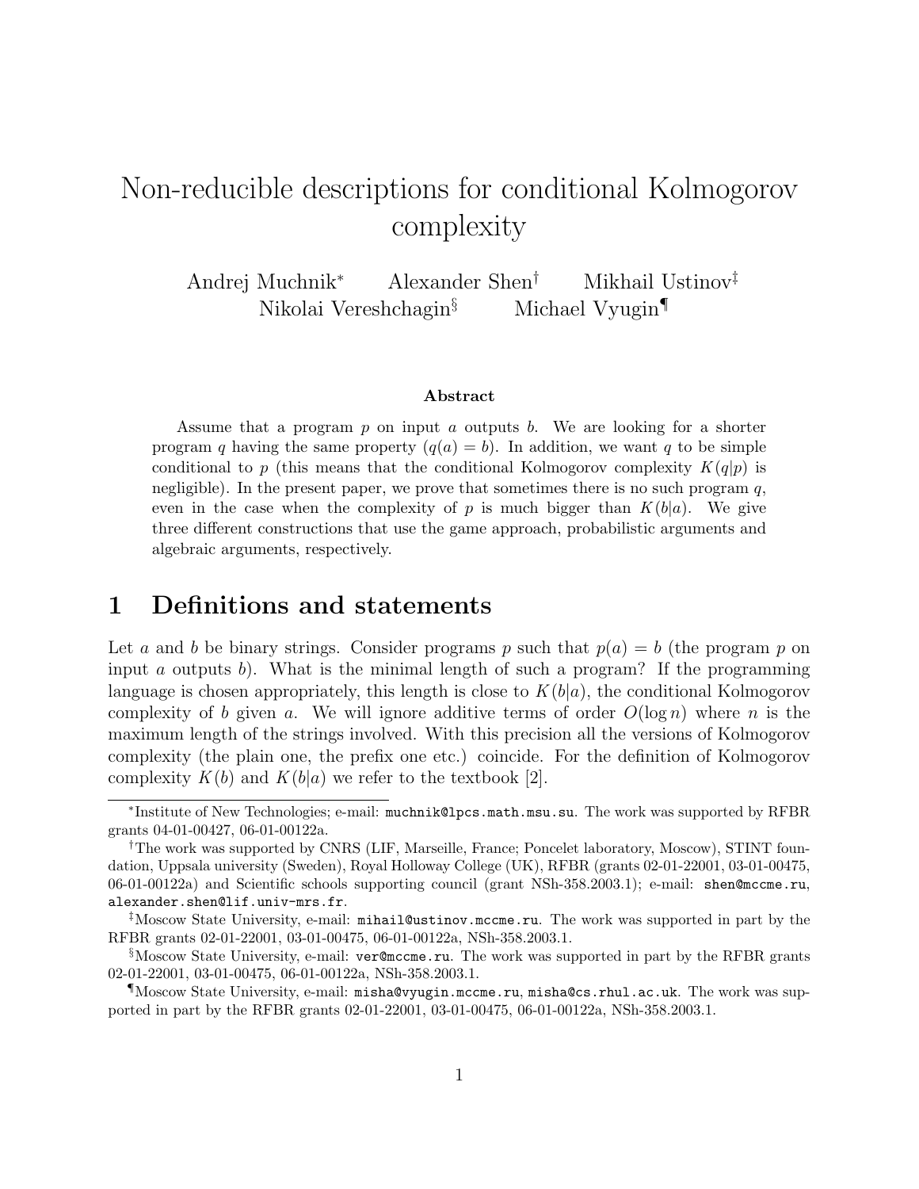# Non-reducible descriptions for conditional Kolmogorov complexity

Andrej Muchnik[*] Alexander Shen[†] Mikhail Ustinov[‡]
Nikolai Vereshchagin[§] Michael Vyugin[¶]

### Abstract

Assume that a program $p$ on input $a$ outputs $b$. We are looking for a shorter program $q$ having the same property ($q(a) = b$). In addition, we want $q$ to be simple conditional to $p$ (this means that the conditional Kolmogorov complexity $K(q|p)$ is negligible). In the present paper, we prove that sometimes there is no such program $q$, even in the case when the complexity of $p$ is much bigger than $K(b|a)$. We give three different constructions that use the game approach, probabilistic arguments and algebraic arguments, respectively.

## 1 Definitions and statements

Let $a$ and $b$ be binary strings. Consider programs $p$ such that $p(a) = b$ (the program $p$ on input $a$ outputs $b$). What is the minimal length of such a program? If the programming language is chosen appropriately, this length is close to $K(b|a)$, the conditional Kolmogorov complexity of $b$ given $a$. We will ignore additive terms of order $O(\log n)$ where $n$ is the maximum length of the strings involved. With this precision all the versions of Kolmogorov complexity (the plain one, the prefix one etc.) coincide. For the definition of Kolmogorov complexity $K(b)$ and $K(b|a)$ we refer to the textbook [2].

---

[*] Institute of New Technologies; e-mail: `muchnik@lpcs.math.msu.su`. The work was supported by RFBR grants 04-01-00427, 06-01-00122a.

[†] The work was supported by CNRS (LIF, Marseille, France; Poncelet laboratory, Moscow), STINT foundation, Uppsala university (Sweden), Royal Holloway College (UK), RFBR (grants 02-01-22001, 03-01-00475, 06-01-00122a) and Scientific schools supporting council (grant NSh-358.2003.1); e-mail: `shen@mccme.ru`, `alexander.shen@lif.univ-mrs.fr`.

[‡] Moscow State University, e-mail: `mihail@ustinov.mccme.ru`. The work was supported in part by the RFBR grants 02-01-22001, 03-01-00475, 06-01-00122a, NSh-358.2003.1.

[§] Moscow State University, e-mail: `ver@mccme.ru`. The work was supported in part by the RFBR grants 02-01-22001, 03-01-00475, 06-01-00122a, NSh-358.2003.1.

[¶] Moscow State University, e-mail: `misha@vyugin.mccme.ru`, `misha@cs.rhul.ac.uk`. The work was supported in part by the RFBR grants 02-01-22001, 03-01-00475, 06-01-00122a, NSh-358.2003.1.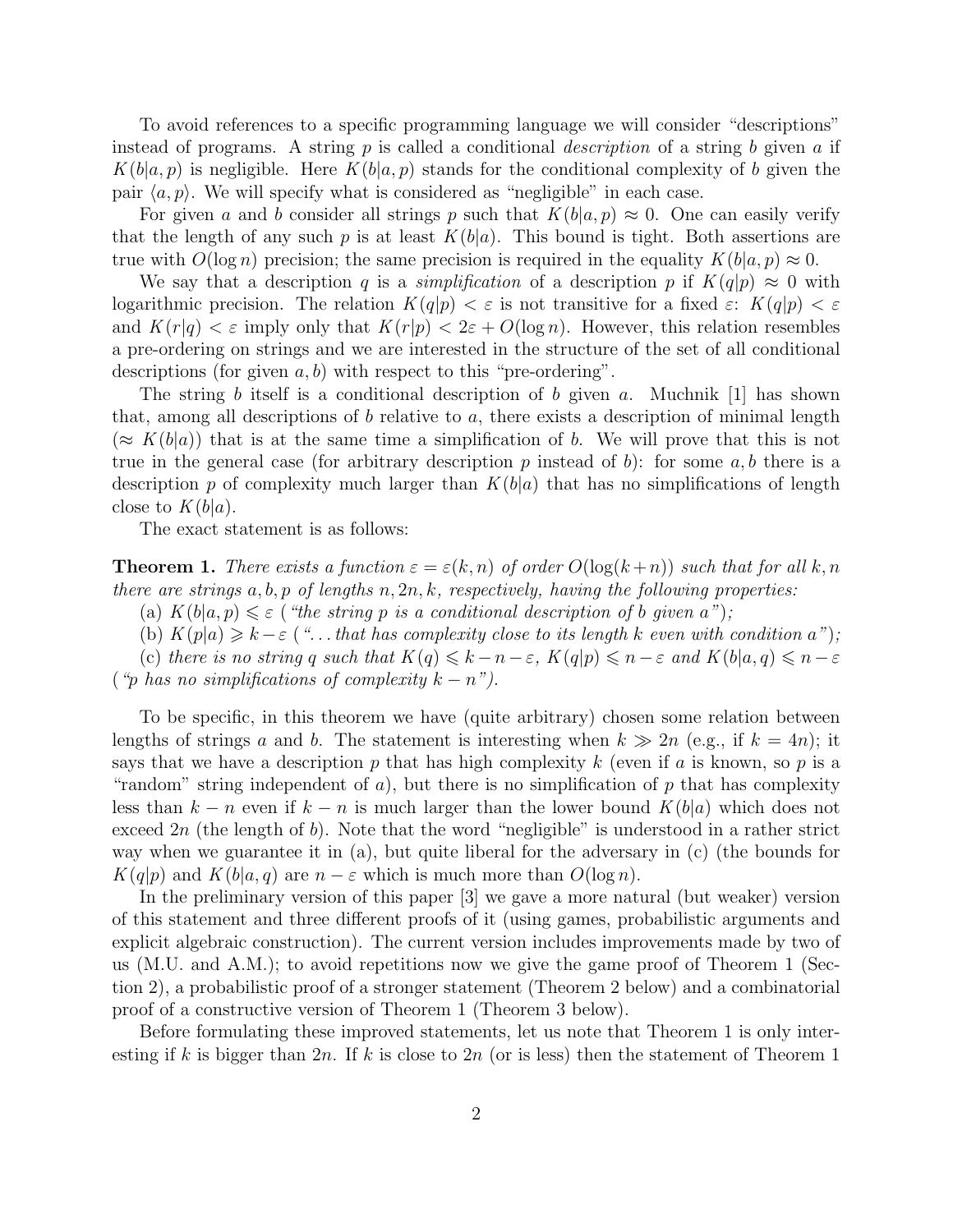To avoid references to a specific programming language we will consider "descriptions" instead of programs. A string $p$ is called a conditional *description* of a string $b$ given $a$ if $K(b|a,p)$ is negligible. Here $K(b|a,p)$ stands for the conditional complexity of $b$ given the pair $\langle a,p\rangle$. We will specify what is considered as "negligible" in each case.

For given $a$ and $b$ consider all strings $p$ such that $K(b|a,p) \approx 0$. One can easily verify that the length of any such $p$ is at least $K(b|a)$. This bound is tight. Both assertions are true with $O(\log n)$ precision; the same precision is required in the equality $K(b|a,p) \approx 0$.

We say that a description $q$ is a *simplification* of a description $p$ if $K(q|p) \approx 0$ with logarithmic precision. The relation $K(q|p) < \varepsilon$ is not transitive for a fixed $\varepsilon$: $K(q|p) < \varepsilon$ and $K(r|q) < \varepsilon$ imply only that $K(r|p) < 2\varepsilon + O(\log n)$. However, this relation resembles a pre-ordering on strings and we are interested in the structure of the set of all conditional descriptions (for given $a,b$) with respect to this "pre-ordering".

The string $b$ itself is a conditional description of $b$ given $a$. Muchnik [1] has shown that, among all descriptions of $b$ relative to $a$, there exists a description of minimal length ($\approx K(b|a)$) that is at the same time a simplification of $b$. We will prove that this is not true in the general case (for arbitrary description $p$ instead of $b$): for some $a,b$ there is a description $p$ of complexity much larger than $K(b|a)$ that has no simplifications of length close to $K(b|a)$.

The exact statement is as follows:

**Theorem 1.** *There exists a function $\varepsilon = \varepsilon(k,n)$ of order $O(\log(k+n))$ such that for all $k,n$ there are strings $a,b,p$ of lengths $n, 2n, k$, respectively, having the following properties:*

(a) *$K(b|a,p) \leqslant \varepsilon$ ("the string $p$ is a conditional description of $b$ given $a$");*

(b) *$K(p|a) \geqslant k - \varepsilon$ ("... that has complexity close to its length $k$ even with condition $a$");*

(c) *there is no string $q$ such that $K(q) \leqslant k-n-\varepsilon$, $K(q|p) \leqslant n-\varepsilon$ and $K(b|a,q) \leqslant n-\varepsilon$ ("$p$ has no simplifications of complexity $k-n$").*

To be specific, in this theorem we have (quite arbitrary) chosen some relation between lengths of strings $a$ and $b$. The statement is interesting when $k \gg 2n$ (e.g., if $k = 4n$); it says that we have a description $p$ that has high complexity $k$ (even if $a$ is known, so $p$ is a "random" string independent of $a$), but there is no simplification of $p$ that has complexity less than $k-n$ even if $k-n$ is much larger than the lower bound $K(b|a)$ which does not exceed $2n$ (the length of $b$). Note that the word "negligible" is understood in a rather strict way when we guarantee it in (a), but quite liberal for the adversary in (c) (the bounds for $K(q|p)$ and $K(b|a,q)$ are $n-\varepsilon$ which is much more than $O(\log n)$.

In the preliminary version of this paper [3] we gave a more natural (but weaker) version of this statement and three different proofs of it (using games, probabilistic arguments and explicit algebraic construction). The current version includes improvements made by two of us (M.U. and A.M.); to avoid repetitions now we give the game proof of Theorem 1 (Section 2), a probabilistic proof of a stronger statement (Theorem 2 below) and a combinatorial proof of a constructive version of Theorem 1 (Theorem 3 below).

Before formulating these improved statements, let us note that Theorem 1 is only interesting if $k$ is bigger than $2n$. If $k$ is close to $2n$ (or is less) then the statement of Theorem 1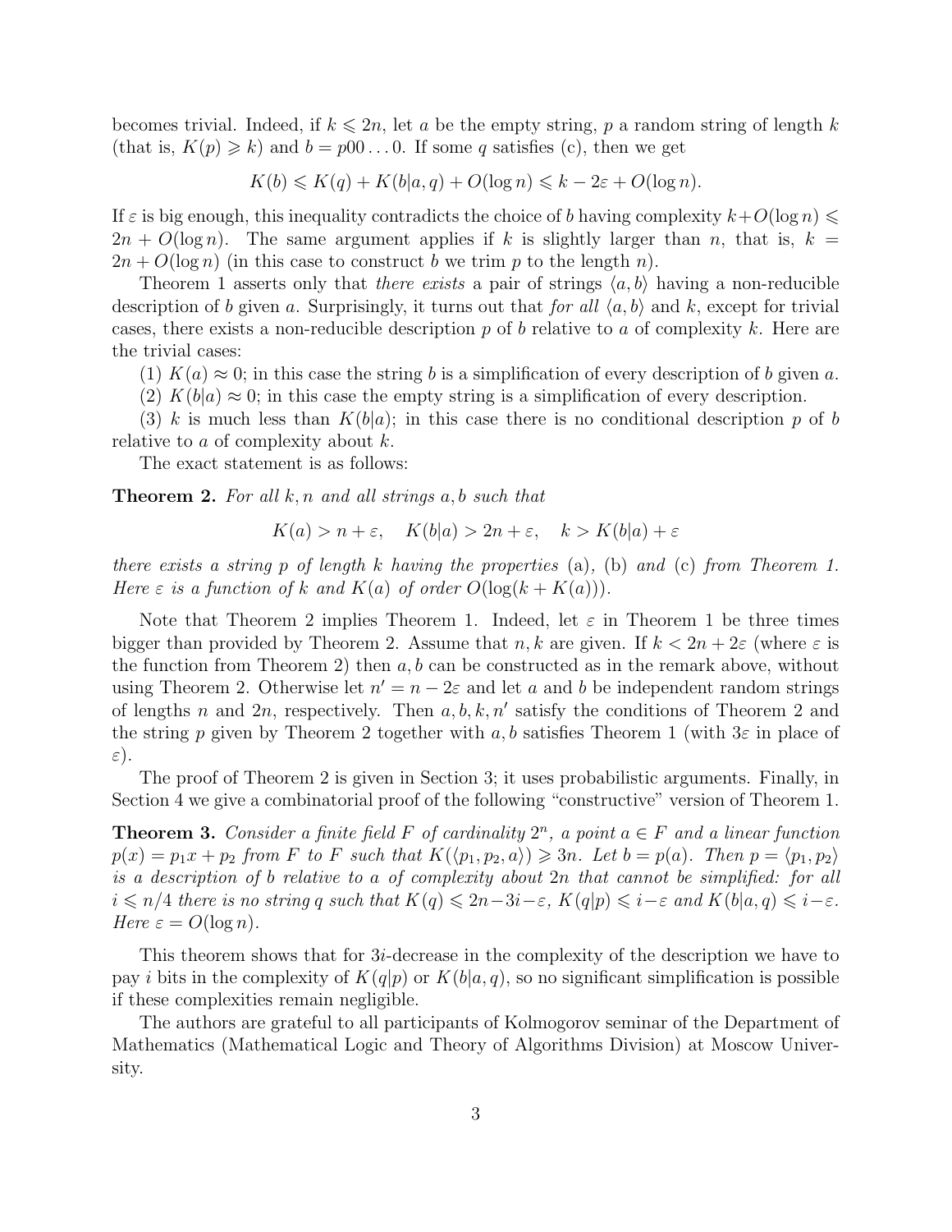becomes trivial. Indeed, if $k \leqslant 2n$, let $a$ be the empty string, $p$ a random string of length $k$ (that is, $K(p) \geqslant k$) and $b = p00\dots0$. If some $q$ satisfies (c), then we get

$$K(b) \leqslant K(q) + K(b|a, q) + O(\log n) \leqslant k - 2\varepsilon + O(\log n).$$

If $\varepsilon$ is big enough, this inequality contradicts the choice of $b$ having complexity $k + O(\log n) \leqslant 2n + O(\log n)$. The same argument applies if $k$ is slightly larger than $n$, that is, $k = 2n + O(\log n)$ (in this case to construct $b$ we trim $p$ to the length $n$).

Theorem 1 asserts only that *there exists* a pair of strings $\langle a, b\rangle$ having a non-reducible description of $b$ given $a$. Surprisingly, it turns out that *for all* $\langle a, b\rangle$ and $k$, except for trivial cases, there exists a non-reducible description $p$ of $b$ relative to $a$ of complexity $k$. Here are the trivial cases:

(1) $K(a) \approx 0$; in this case the string $b$ is a simplification of every description of $b$ given $a$.

(2) $K(b|a) \approx 0$; in this case the empty string is a simplification of every description.

(3) $k$ is much less than $K(b|a)$; in this case there is no conditional description $p$ of $b$ relative to $a$ of complexity about $k$.

The exact statement is as follows:

**Theorem 2.** *For all $k, n$ and all strings $a, b$ such that*

$$K(a) > n + \varepsilon, \quad K(b|a) > 2n + \varepsilon, \quad k > K(b|a) + \varepsilon$$

*there exists a string $p$ of length $k$ having the properties* (a), (b) *and* (c) *from Theorem 1. Here $\varepsilon$ is a function of $k$ and $K(a)$ of order $O(\log(k + K(a)))$.*

Note that Theorem 2 implies Theorem 1. Indeed, let $\varepsilon$ in Theorem 1 be three times bigger than provided by Theorem 2. Assume that $n, k$ are given. If $k < 2n + 2\varepsilon$ (where $\varepsilon$ is the function from Theorem 2) then $a, b$ can be constructed as in the remark above, without using Theorem 2. Otherwise let $n' = n - 2\varepsilon$ and let $a$ and $b$ be independent random strings of lengths $n$ and $2n$, respectively. Then $a, b, k, n'$ satisfy the conditions of Theorem 2 and the string $p$ given by Theorem 2 together with $a, b$ satisfies Theorem 1 (with $3\varepsilon$ in place of $\varepsilon$).

The proof of Theorem 2 is given in Section 3; it uses probabilistic arguments. Finally, in Section 4 we give a combinatorial proof of the following "constructive" version of Theorem 1.

**Theorem 3.** *Consider a finite field $F$ of cardinality $2^n$, a point $a \in F$ and a linear function $p(x) = p_1 x + p_2$ from $F$ to $F$ such that $K(\langle p_1, p_2, a\rangle) \geqslant 3n$. Let $b = p(a)$. Then $p = \langle p_1, p_2\rangle$ is a description of $b$ relative to $a$ of complexity about $2n$ that cannot be simplified: for all $i \leqslant n/4$ there is no string $q$ such that $K(q) \leqslant 2n - 3i - \varepsilon$, $K(q|p) \leqslant i - \varepsilon$ and $K(b|a, q) \leqslant i - \varepsilon$. Here $\varepsilon = O(\log n)$.*

This theorem shows that for $3i$-decrease in the complexity of the description we have to pay $i$ bits in the complexity of $K(q|p)$ or $K(b|a, q)$, so no significant simplification is possible if these complexities remain negligible.

The authors are grateful to all participants of Kolmogorov seminar of the Department of Mathematics (Mathematical Logic and Theory of Algorithms Division) at Moscow University.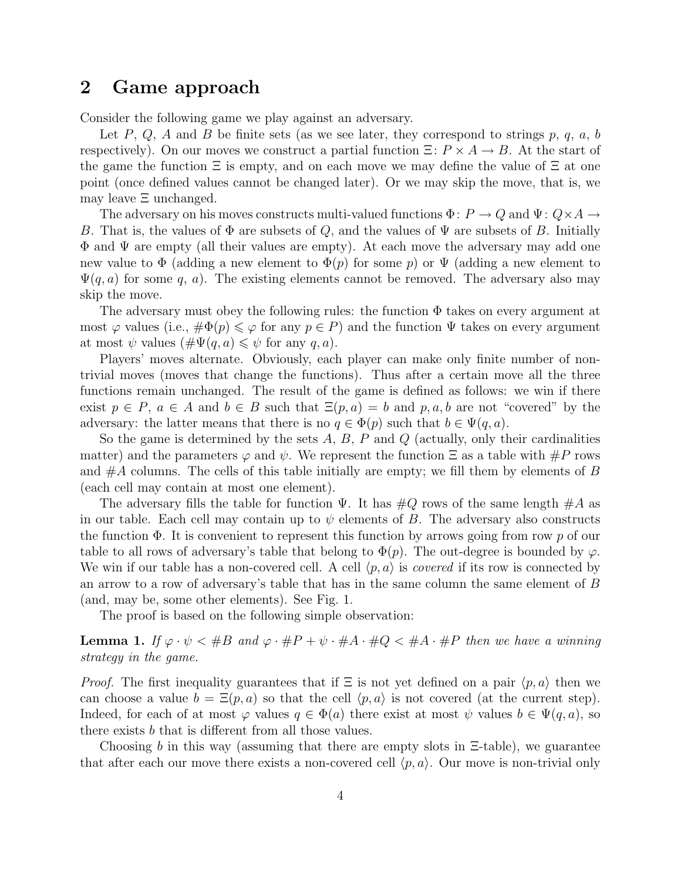## 2 Game approach

Consider the following game we play against an adversary.

Let $P$, $Q$, $A$ and $B$ be finite sets (as we see later, they correspond to strings $p$, $q$, $a$, $b$ respectively). On our moves we construct a partial function $\Xi\colon P \times A \to B$. At the start of the game the function $\Xi$ is empty, and on each move we may define the value of $\Xi$ at one point (once defined values cannot be changed later). Or we may skip the move, that is, we may leave $\Xi$ unchanged.

The adversary on his moves constructs multi-valued functions $\Phi\colon P \to Q$ and $\Psi\colon Q \times A \to B$. That is, the values of $\Phi$ are subsets of $Q$, and the values of $\Psi$ are subsets of $B$. Initially $\Phi$ and $\Psi$ are empty (all their values are empty). At each move the adversary may add one new value to $\Phi$ (adding a new element to $\Phi(p)$ for some $p$) or $\Psi$ (adding a new element to $\Psi(q, a)$ for some $q$, $a$). The existing elements cannot be removed. The adversary also may skip the move.

The adversary must obey the following rules: the function $\Phi$ takes on every argument at most $\varphi$ values (i.e., $\#\Phi(p) \leqslant \varphi$ for any $p \in P$) and the function $\Psi$ takes on every argument at most $\psi$ values ($\#\Psi(q, a) \leqslant \psi$ for any $q, a$).

Players' moves alternate. Obviously, each player can make only finite number of non-trivial moves (moves that change the functions). Thus after a certain move all the three functions remain unchanged. The result of the game is defined as follows: we win if there exist $p \in P$, $a \in A$ and $b \in B$ such that $\Xi(p, a) = b$ and $p, a, b$ are not "covered" by the adversary: the latter means that there is no $q \in \Phi(p)$ such that $b \in \Psi(q, a)$.

So the game is determined by the sets $A$, $B$, $P$ and $Q$ (actually, only their cardinalities matter) and the parameters $\varphi$ and $\psi$. We represent the function $\Xi$ as a table with $\#P$ rows and $\#A$ columns. The cells of this table initially are empty; we fill them by elements of $B$ (each cell may contain at most one element).

The adversary fills the table for function $\Psi$. It has $\#Q$ rows of the same length $\#A$ as in our table. Each cell may contain up to $\psi$ elements of $B$. The adversary also constructs the function $\Phi$. It is convenient to represent this function by arrows going from row $p$ of our table to all rows of adversary's table that belong to $\Phi(p)$. The out-degree is bounded by $\varphi$. We win if our table has a non-covered cell. A cell $\langle p, a\rangle$ is *covered* if its row is connected by an arrow to a row of adversary's table that has in the same column the same element of $B$ (and, may be, some other elements). See Fig. 1.

The proof is based on the following simple observation:

**Lemma 1.** *If $\varphi \cdot \psi < \#B$ and $\varphi \cdot \#P + \psi \cdot \#A \cdot \#Q < \#A \cdot \#P$ then we have a winning strategy in the game.*

*Proof.* The first inequality guarantees that if $\Xi$ is not yet defined on a pair $\langle p, a\rangle$ then we can choose a value $b = \Xi(p, a)$ so that the cell $\langle p, a\rangle$ is not covered (at the current step). Indeed, for each of at most $\varphi$ values $q \in \Phi(a)$ there exist at most $\psi$ values $b \in \Psi(q, a)$, so there exists $b$ that is different from all those values.

Choosing $b$ in this way (assuming that there are empty slots in $\Xi$-table), we guarantee that after each our move there exists a non-covered cell $\langle p, a\rangle$. Our move is non-trivial only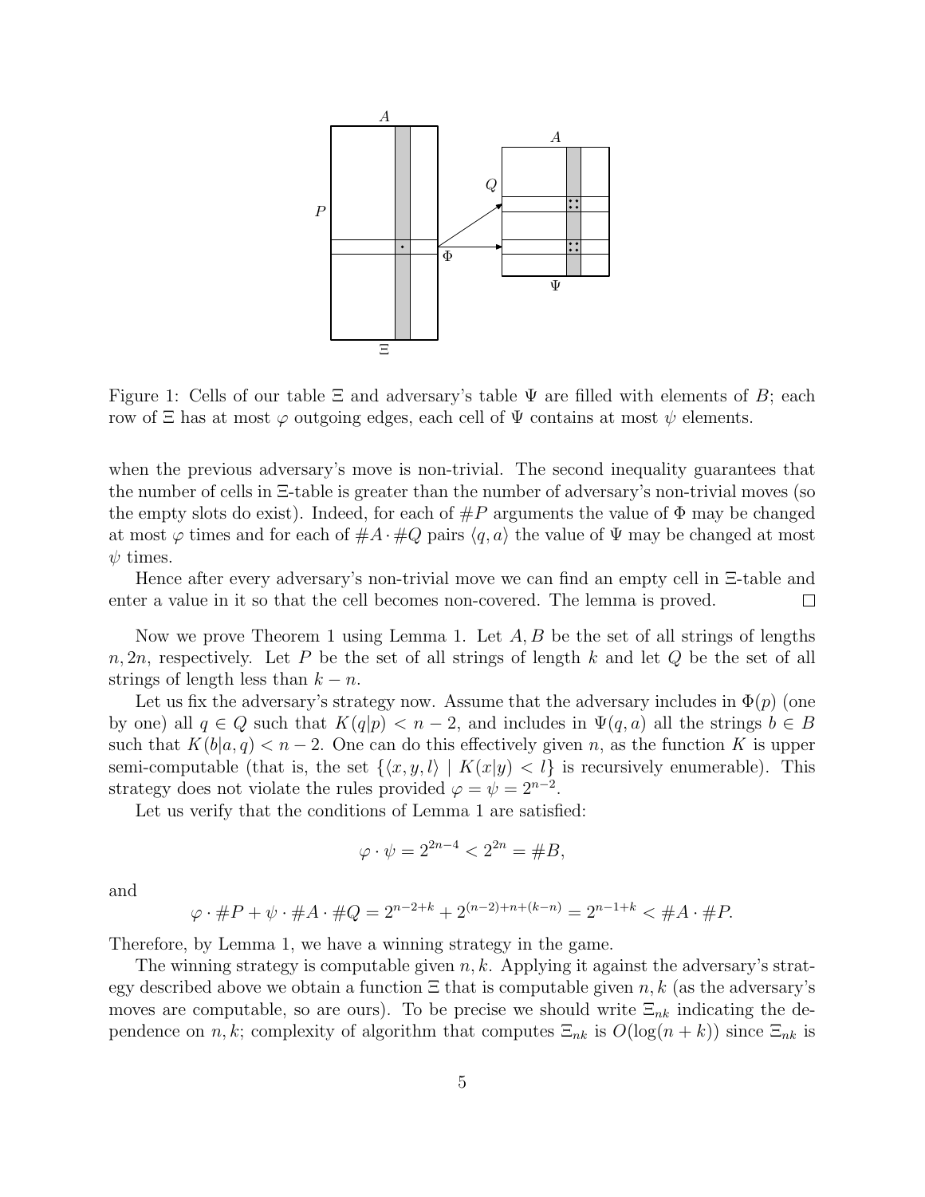Figure 1: Cells of our table $\Xi$ and adversary's table $\Psi$ are filled with elements of $B$; each row of $\Xi$ has at most $\varphi$ outgoing edges, each cell of $\Psi$ contains at most $\psi$ elements.

when the previous adversary's move is non-trivial. The second inequality guarantees that the number of cells in $\Xi$-table is greater than the number of adversary's non-trivial moves (so the empty slots do exist). Indeed, for each of $\#P$ arguments the value of $\Phi$ may be changed at most $\varphi$ times and for each of $\#A \cdot \#Q$ pairs $\langle q, a \rangle$ the value of $\Psi$ may be changed at most $\psi$ times.

Hence after every adversary's non-trivial move we can find an empty cell in $\Xi$-table and enter a value in it so that the cell becomes non-covered. The lemma is proved. $\square$

Now we prove Theorem 1 using Lemma 1. Let $A, B$ be the set of all strings of lengths $n, 2n$, respectively. Let $P$ be the set of all strings of length $k$ and let $Q$ be the set of all strings of length less than $k - n$.

Let us fix the adversary's strategy now. Assume that the adversary includes in $\Phi(p)$ (one by one) all $q \in Q$ such that $K(q|p) < n - 2$, and includes in $\Psi(q, a)$ all the strings $b \in B$ such that $K(b|a, q) < n - 2$. One can do this effectively given $n$, as the function $K$ is upper semi-computable (that is, the set $\{\langle x, y, l \rangle \mid K(x|y) < l\}$ is recursively enumerable). This strategy does not violate the rules provided $\varphi = \psi = 2^{n-2}$.

Let us verify that the conditions of Lemma 1 are satisfied:

$$\varphi \cdot \psi = 2^{2n-4} < 2^{2n} = \#B,$$

and

$$\varphi \cdot \#P + \psi \cdot \#A \cdot \#Q = 2^{n-2+k} + 2^{(n-2)+n+(k-n)} = 2^{n-1+k} < \#A \cdot \#P.$$

Therefore, by Lemma 1, we have a winning strategy in the game.

The winning strategy is computable given $n, k$. Applying it against the adversary's strategy described above we obtain a function $\Xi$ that is computable given $n, k$ (as the adversary's moves are computable, so are ours). To be precise we should write $\Xi_{nk}$ indicating the dependence on $n, k$; complexity of algorithm that computes $\Xi_{nk}$ is $O(\log(n + k))$ since $\Xi_{nk}$ is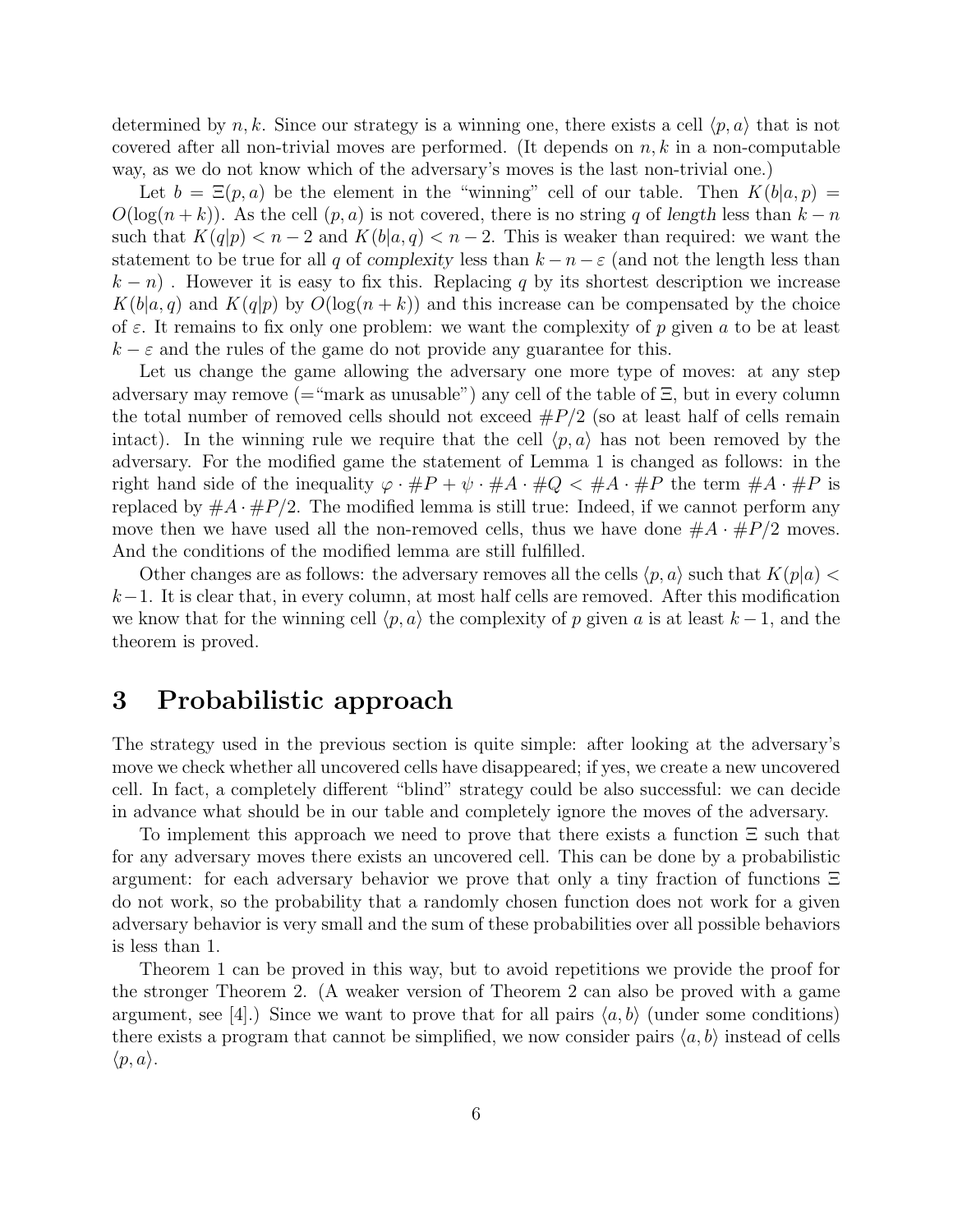determined by $n, k$. Since our strategy is a winning one, there exists a cell $\langle p, a\rangle$ that is not covered after all non-trivial moves are performed. (It depends on $n, k$ in a non-computable way, as we do not know which of the adversary's moves is the last non-trivial one.)

Let $b = \Xi(p, a)$ be the element in the "winning" cell of our table. Then $K(b|a, p) = O(\log(n + k))$. As the cell $(p, a)$ is not covered, there is no string $q$ of *length* less than $k - n$ such that $K(q|p) < n - 2$ and $K(b|a, q) < n - 2$. This is weaker than required: we want the statement to be true for all $q$ of *complexity* less than $k - n - \varepsilon$ (and not the length less than $k - n$) . However it is easy to fix this. Replacing $q$ by its shortest description we increase $K(b|a, q)$ and $K(q|p)$ by $O(\log(n + k))$ and this increase can be compensated by the choice of $\varepsilon$. It remains to fix only one problem: we want the complexity of $p$ given $a$ to be at least $k - \varepsilon$ and the rules of the game do not provide any guarantee for this.

Let us change the game allowing the adversary one more type of moves: at any step adversary may remove (="mark as unusable") any cell of the table of $\Xi$, but in every column the total number of removed cells should not exceed $\#P/2$ (so at least half of cells remain intact). In the winning rule we require that the cell $\langle p, a\rangle$ has not been removed by the adversary. For the modified game the statement of Lemma 1 is changed as follows: in the right hand side of the inequality $\varphi \cdot \#P + \psi \cdot \#A \cdot \#Q < \#A \cdot \#P$ the term $\#A \cdot \#P$ is replaced by $\#A \cdot \#P/2$. The modified lemma is still true: Indeed, if we cannot perform any move then we have used all the non-removed cells, thus we have done $\#A \cdot \#P/2$ moves. And the conditions of the modified lemma are still fulfilled.

Other changes are as follows: the adversary removes all the cells $\langle p, a\rangle$ such that $K(p|a) < k-1$. It is clear that, in every column, at most half cells are removed. After this modification we know that for the winning cell $\langle p, a\rangle$ the complexity of $p$ given $a$ is at least $k - 1$, and the theorem is proved.

# 3 Probabilistic approach

The strategy used in the previous section is quite simple: after looking at the adversary's move we check whether all uncovered cells have disappeared; if yes, we create a new uncovered cell. In fact, a completely different "blind" strategy could be also successful: we can decide in advance what should be in our table and completely ignore the moves of the adversary.

To implement this approach we need to prove that there exists a function $\Xi$ such that for any adversary moves there exists an uncovered cell. This can be done by a probabilistic argument: for each adversary behavior we prove that only a tiny fraction of functions $\Xi$ do not work, so the probability that a randomly chosen function does not work for a given adversary behavior is very small and the sum of these probabilities over all possible behaviors is less than 1.

Theorem 1 can be proved in this way, but to avoid repetitions we provide the proof for the stronger Theorem 2. (A weaker version of Theorem 2 can also be proved with a game argument, see [4].) Since we want to prove that for all pairs $\langle a, b\rangle$ (under some conditions) there exists a program that cannot be simplified, we now consider pairs $\langle a, b\rangle$ instead of cells $\langle p, a\rangle$.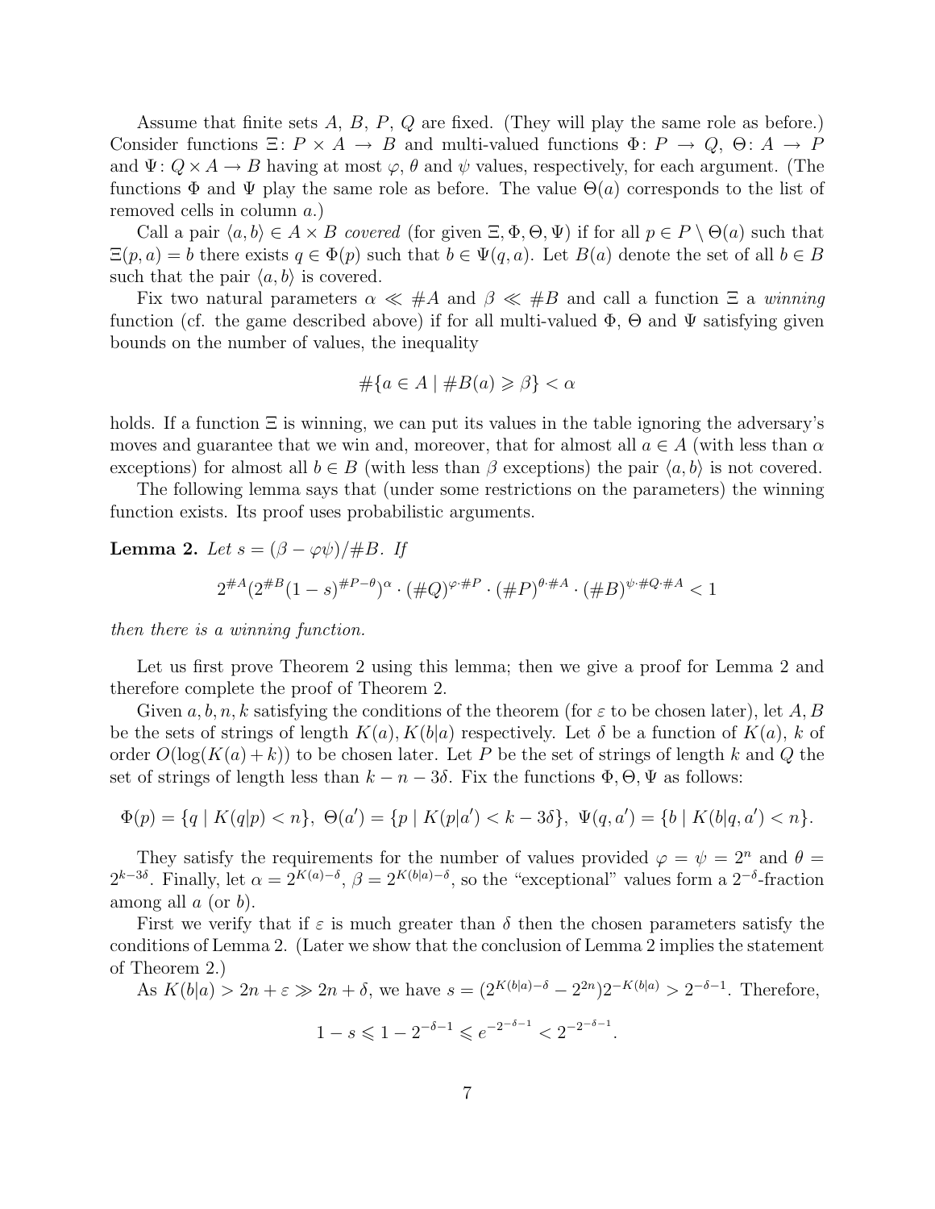Assume that finite sets $A$, $B$, $P$, $Q$ are fixed. (They will play the same role as before.) Consider functions $\Xi\colon P \times A \to B$ and multi-valued functions $\Phi\colon P \to Q$, $\Theta\colon A \to P$ and $\Psi\colon Q \times A \to B$ having at most $\varphi$, $\theta$ and $\psi$ values, respectively, for each argument. (The functions $\Phi$ and $\Psi$ play the same role as before. The value $\Theta(a)$ corresponds to the list of removed cells in column $a$.)

Call a pair $\langle a, b\rangle \in A \times B$ *covered* (for given $\Xi, \Phi, \Theta, \Psi$) if for all $p \in P \setminus \Theta(a)$ such that $\Xi(p, a) = b$ there exists $q \in \Phi(p)$ such that $b \in \Psi(q, a)$. Let $B(a)$ denote the set of all $b \in B$ such that the pair $\langle a, b\rangle$ is covered.

Fix two natural parameters $\alpha \ll \#A$ and $\beta \ll \#B$ and call a function $\Xi$ a *winning* function (cf. the game described above) if for all multi-valued $\Phi$, $\Theta$ and $\Psi$ satisfying given bounds on the number of values, the inequality

$$\#\{a \in A \mid \#B(a) \geqslant \beta\} < \alpha$$

holds. If a function $\Xi$ is winning, we can put its values in the table ignoring the adversary's moves and guarantee that we win and, moreover, that for almost all $a \in A$ (with less than $\alpha$ exceptions) for almost all $b \in B$ (with less than $\beta$ exceptions) the pair $\langle a, b\rangle$ is not covered.

The following lemma says that (under some restrictions on the parameters) the winning function exists. Its proof uses probabilistic arguments.

**Lemma 2.** *Let $s = (\beta - \varphi\psi)/\#B$. If*

$$2^{\#A}(2^{\#B}(1-s)^{\#P-\theta})^{\alpha} \cdot (\#Q)^{\varphi\cdot\#P} \cdot (\#P)^{\theta\cdot\#A} \cdot (\#B)^{\psi\cdot\#Q\cdot\#A} < 1$$

*then there is a winning function.*

Let us first prove Theorem 2 using this lemma; then we give a proof for Lemma 2 and therefore complete the proof of Theorem 2.

Given $a, b, n, k$ satisfying the conditions of the theorem (for $\varepsilon$ to be chosen later), let $A, B$ be the sets of strings of length $K(a), K(b|a)$ respectively. Let $\delta$ be a function of $K(a)$, $k$ of order $O(\log(K(a)+k))$ to be chosen later. Let $P$ be the set of strings of length $k$ and $Q$ the set of strings of length less than $k - n - 3\delta$. Fix the functions $\Phi, \Theta, \Psi$ as follows:

$$\Phi(p) = \{q \mid K(q|p) < n\},\ \Theta(a') = \{p \mid K(p|a') < k - 3\delta\},\ \Psi(q, a') = \{b \mid K(b|q, a') < n\}.$$

They satisfy the requirements for the number of values provided $\varphi = \psi = 2^n$ and $\theta = 2^{k-3\delta}$. Finally, let $\alpha = 2^{K(a)-\delta}$, $\beta = 2^{K(b|a)-\delta}$, so the "exceptional" values form a $2^{-\delta}$-fraction among all $a$ (or $b$).

First we verify that if $\varepsilon$ is much greater than $\delta$ then the chosen parameters satisfy the conditions of Lemma 2. (Later we show that the conclusion of Lemma 2 implies the statement of Theorem 2.)

As $K(b|a) > 2n + \varepsilon \gg 2n + \delta$, we have $s = (2^{K(b|a)-\delta} - 2^{2n})2^{-K(b|a)} > 2^{-\delta-1}$. Therefore,

$$1 - s \leqslant 1 - 2^{-\delta-1} \leqslant e^{-2^{-\delta-1}} < 2^{-2^{-\delta-1}}.$$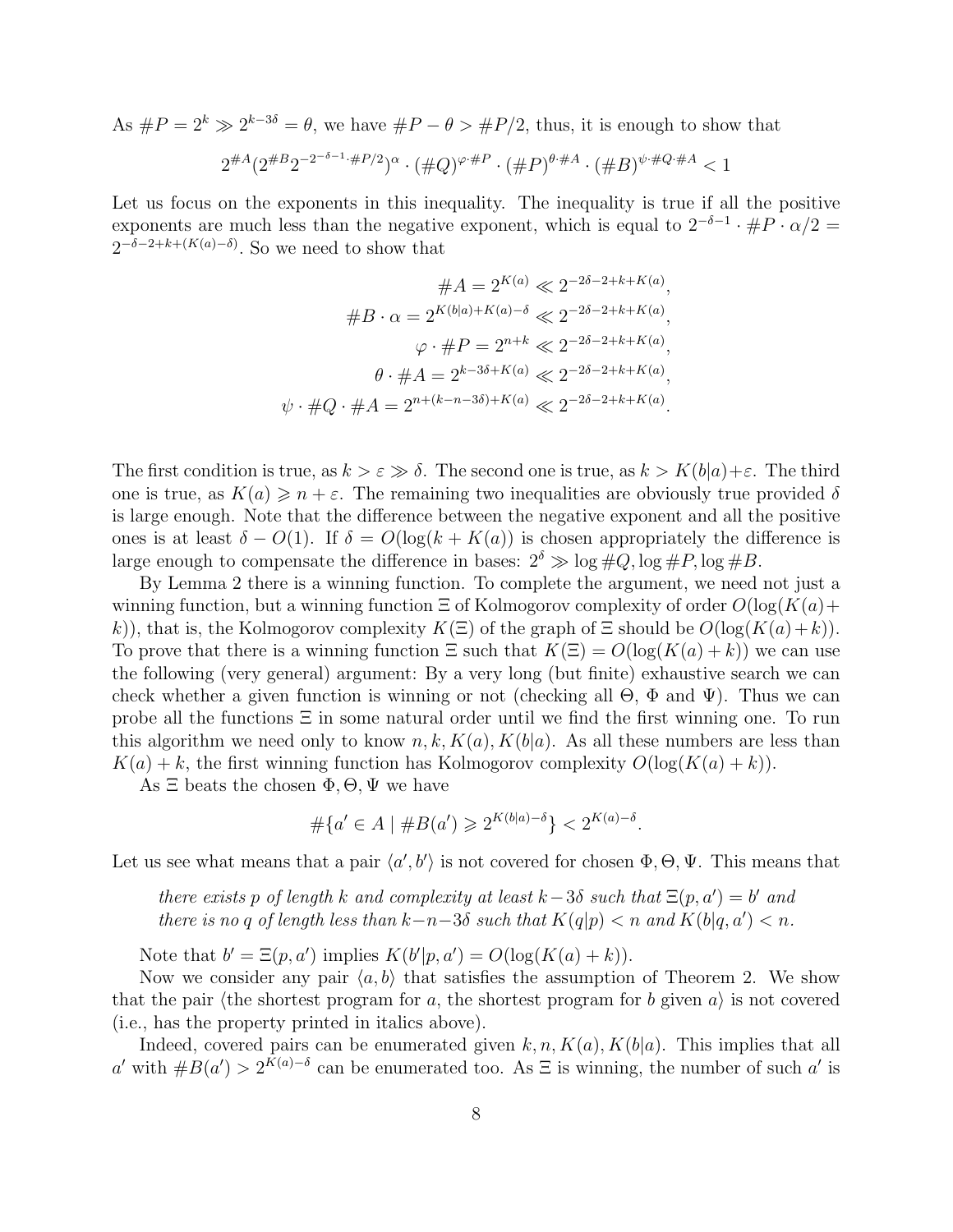As $\#P = 2^k \gg 2^{k-3\delta} = \theta$, we have $\#P - \theta > \#P/2$, thus, it is enough to show that

$$2^{\#A}(2^{\#B}2^{-2^{-\delta-1}\cdot\#P/2})^{\alpha} \cdot (\#Q)^{\varphi\cdot\#P} \cdot (\#P)^{\theta\cdot\#A} \cdot (\#B)^{\psi\cdot\#Q\cdot\#A} < 1$$

Let us focus on the exponents in this inequality. The inequality is true if all the positive exponents are much less than the negative exponent, which is equal to $2^{-\delta-1} \cdot \#P \cdot \alpha/2 = 2^{-\delta-2+k+(K(a)-\delta)}$. So we need to show that

$$\begin{aligned}
\#A = 2^{K(a)} &\ll 2^{-2\delta-2+k+K(a)}, \\
\#B \cdot \alpha = 2^{K(b|a)+K(a)-\delta} &\ll 2^{-2\delta-2+k+K(a)}, \\
\varphi \cdot \#P = 2^{n+k} &\ll 2^{-2\delta-2+k+K(a)}, \\
\theta \cdot \#A = 2^{k-3\delta+K(a)} &\ll 2^{-2\delta-2+k+K(a)}, \\
\psi \cdot \#Q \cdot \#A = 2^{n+(k-n-3\delta)+K(a)} &\ll 2^{-2\delta-2+k+K(a)}.
\end{aligned}$$

The first condition is true, as $k > \varepsilon \gg \delta$. The second one is true, as $k > K(b|a)+\varepsilon$. The third one is true, as $K(a) \geqslant n + \varepsilon$. The remaining two inequalities are obviously true provided $\delta$ is large enough. Note that the difference between the negative exponent and all the positive ones is at least $\delta - O(1)$. If $\delta = O(\log(k + K(a))$ is chosen appropriately the difference is large enough to compensate the difference in bases: $2^{\delta} \gg \log\#Q, \log\#P, \log\#B$.

By Lemma 2 there is a winning function. To complete the argument, we need not just a winning function, but a winning function $\Xi$ of Kolmogorov complexity of order $O(\log(K(a)+k))$, that is, the Kolmogorov complexity $K(\Xi)$ of the graph of $\Xi$ should be $O(\log(K(a)+k))$. To prove that there is a winning function $\Xi$ such that $K(\Xi) = O(\log(K(a)+k))$ we can use the following (very general) argument: By a very long (but finite) exhaustive search we can check whether a given function is winning or not (checking all $\Theta$, $\Phi$ and $\Psi$). Thus we can probe all the functions $\Xi$ in some natural order until we find the first winning one. To run this algorithm we need only to know $n, k, K(a), K(b|a)$. As all these numbers are less than $K(a)+k$, the first winning function has Kolmogorov complexity $O(\log(K(a)+k))$.

As $\Xi$ beats the chosen $\Phi, \Theta, \Psi$ we have

$$\#\{a' \in A \mid \#B(a') \geqslant 2^{K(b|a)-\delta}\} < 2^{K(a)-\delta}.$$

Let us see what means that a pair $\langle a', b'\rangle$ is not covered for chosen $\Phi, \Theta, \Psi$. This means that

> *there exists $p$ of length $k$ and complexity at least $k-3\delta$ such that $\Xi(p, a') = b'$ and there is no $q$ of length less than $k-n-3\delta$ such that $K(q|p) < n$ and $K(b|q, a') < n$.*

Note that $b' = \Xi(p, a')$ implies $K(b'|p, a') = O(\log(K(a)+k))$.

Now we consider any pair $\langle a, b\rangle$ that satisfies the assumption of Theorem 2. We show that the pair $\langle$the shortest program for $a$, the shortest program for $b$ given $a\rangle$ is not covered (i.e., has the property printed in italics above).

Indeed, covered pairs can be enumerated given $k, n, K(a), K(b|a)$. This implies that all $a'$ with $\#B(a') > 2^{K(a)-\delta}$ can be enumerated too. As $\Xi$ is winning, the number of such $a'$ is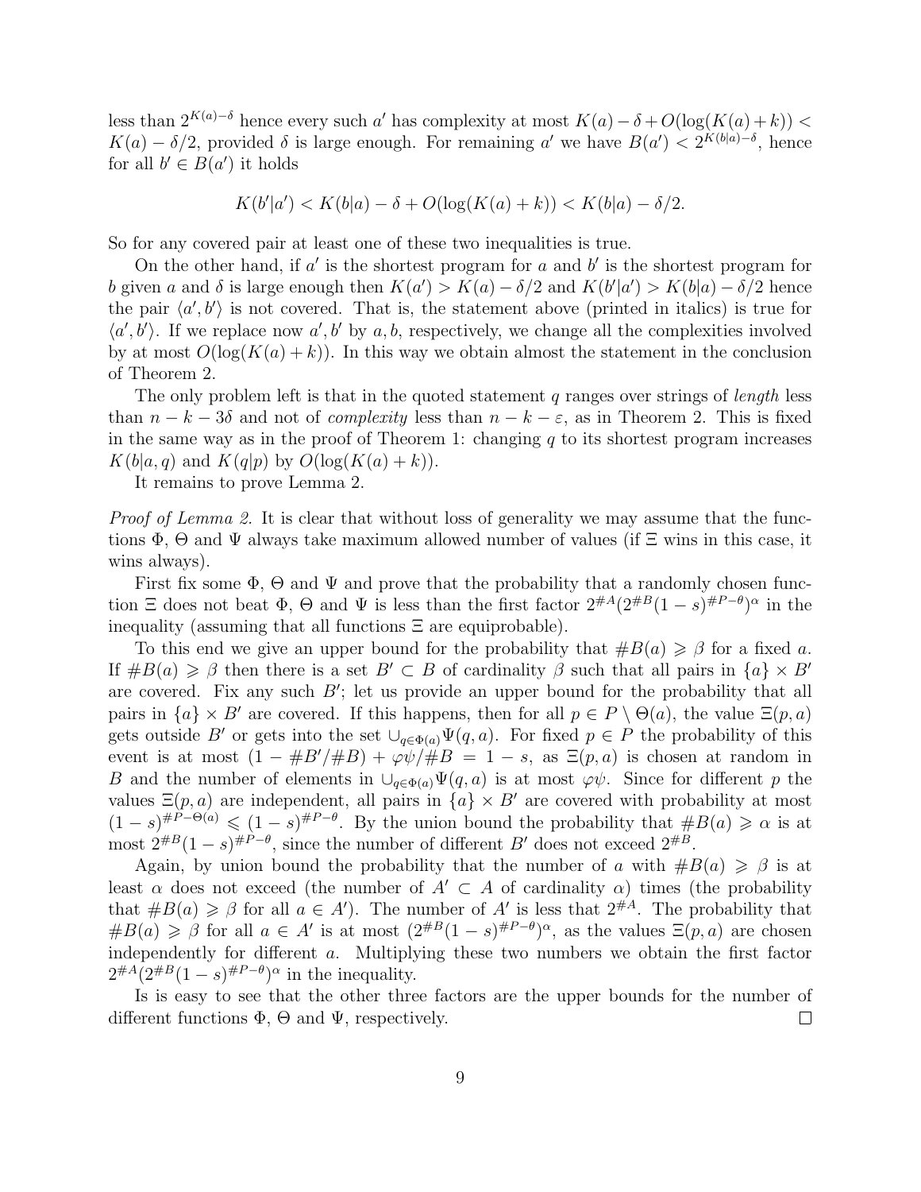less than $2^{K(a)-\delta}$ hence every such $a'$ has complexity at most $K(a) - \delta + O(\log(K(a)+k)) < K(a) - \delta/2$, provided $\delta$ is large enough. For remaining $a'$ we have $B(a') < 2^{K(b|a)-\delta}$, hence for all $b' \in B(a')$ it holds

$$K(b'|a') < K(b|a) - \delta + O(\log(K(a)+k)) < K(b|a) - \delta/2.$$

So for any covered pair at least one of these two inequalities is true.

On the other hand, if $a'$ is the shortest program for $a$ and $b'$ is the shortest program for $b$ given $a$ and $\delta$ is large enough then $K(a') > K(a) - \delta/2$ and $K(b'|a') > K(b|a) - \delta/2$ hence the pair $\langle a', b' \rangle$ is not covered. That is, the statement above (printed in italics) is true for $\langle a', b' \rangle$. If we replace now $a', b'$ by $a, b$, respectively, we change all the complexities involved by at most $O(\log(K(a)+k))$. In this way we obtain almost the statement in the conclusion of Theorem 2.

The only problem left is that in the quoted statement $q$ ranges over strings of *length* less than $n - k - 3\delta$ and not of *complexity* less than $n - k - \varepsilon$, as in Theorem 2. This is fixed in the same way as in the proof of Theorem 1: changing $q$ to its shortest program increases $K(b|a,q)$ and $K(q|p)$ by $O(\log(K(a)+k))$.

It remains to prove Lemma 2.

*Proof of Lemma 2.* It is clear that without loss of generality we may assume that the functions $\Phi$, $\Theta$ and $\Psi$ always take maximum allowed number of values (if $\Xi$ wins in this case, it wins always).

First fix some $\Phi$, $\Theta$ and $\Psi$ and prove that the probability that a randomly chosen function $\Xi$ does not beat $\Phi$, $\Theta$ and $\Psi$ is less than the first factor $2^{\#A}(2^{\#B}(1-s)^{\#P-\theta})^{\alpha}$ in the inequality (assuming that all functions $\Xi$ are equiprobable).

To this end we give an upper bound for the probability that $\#B(a) \geqslant \beta$ for a fixed $a$. If $\#B(a) \geqslant \beta$ then there is a set $B' \subset B$ of cardinality $\beta$ such that all pairs in $\{a\} \times B'$ are covered. Fix any such $B'$; let us provide an upper bound for the probability that all pairs in $\{a\} \times B'$ are covered. If this happens, then for all $p \in P \setminus \Theta(a)$, the value $\Xi(p,a)$ gets outside $B'$ or gets into the set $\cup_{q \in \Phi(a)} \Psi(q,a)$. For fixed $p \in P$ the probability of this event is at most $(1 - \#B'/\#B) + \varphi\psi/\#B = 1 - s$, as $\Xi(p,a)$ is chosen at random in $B$ and the number of elements in $\cup_{q \in \Phi(a)} \Psi(q,a)$ is at most $\varphi\psi$. Since for different $p$ the values $\Xi(p,a)$ are independent, all pairs in $\{a\} \times B'$ are covered with probability at most $(1-s)^{\#P-\Theta(a)} \leqslant (1-s)^{\#P-\theta}$. By the union bound the probability that $\#B(a) \geqslant \alpha$ is at most $2^{\#B}(1-s)^{\#P-\theta}$, since the number of different $B'$ does not exceed $2^{\#B}$.

Again, by union bound the probability that the number of $a$ with $\#B(a) \geqslant \beta$ is at least $\alpha$ does not exceed (the number of $A' \subset A$ of cardinality $\alpha$) times (the probability that $\#B(a) \geqslant \beta$ for all $a \in A'$). The number of $A'$ is less that $2^{\#A}$. The probability that $\#B(a) \geqslant \beta$ for all $a \in A'$ is at most $(2^{\#B}(1-s)^{\#P-\theta})^{\alpha}$, as the values $\Xi(p,a)$ are chosen independently for different $a$. Multiplying these two numbers we obtain the first factor $2^{\#A}(2^{\#B}(1-s)^{\#P-\theta})^{\alpha}$ in the inequality.

Is is easy to see that the other three factors are the upper bounds for the number of different functions $\Phi$, $\Theta$ and $\Psi$, respectively. $\square$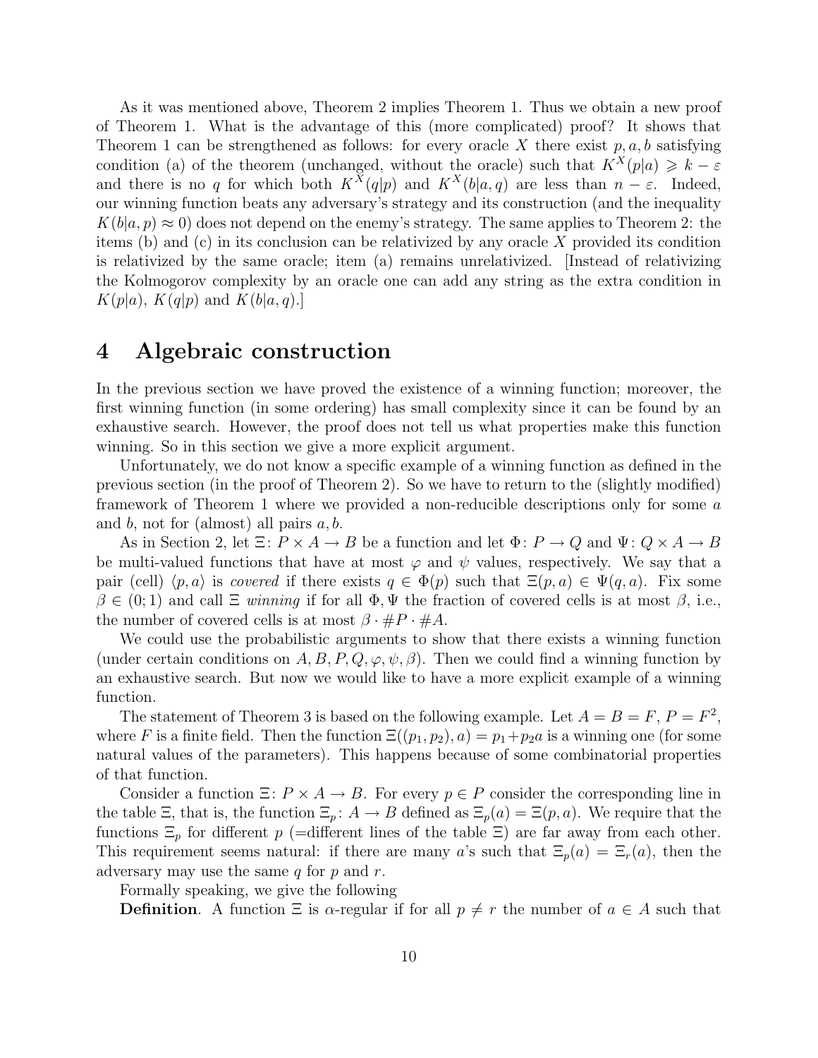As it was mentioned above, Theorem 2 implies Theorem 1. Thus we obtain a new proof of Theorem 1. What is the advantage of this (more complicated) proof? It shows that Theorem 1 can be strengthened as follows: for every oracle $X$ there exist $p, a, b$ satisfying condition (a) of the theorem (unchanged, without the oracle) such that $K^X(p|a) \geqslant k - \varepsilon$ and there is no $q$ for which both $K^X(q|p)$ and $K^X(b|a, q)$ are less than $n - \varepsilon$. Indeed, our winning function beats any adversary's strategy and its construction (and the inequality $K(b|a, p) \approx 0$) does not depend on the enemy's strategy. The same applies to Theorem 2: the items (b) and (c) in its conclusion can be relativized by any oracle $X$ provided its condition is relativized by the same oracle; item (a) remains unrelativized. [Instead of relativizing the Kolmogorov complexity by an oracle one can add any string as the extra condition in $K(p|a)$, $K(q|p)$ and $K(b|a, q)$.]

# 4 Algebraic construction

In the previous section we have proved the existence of a winning function; moreover, the first winning function (in some ordering) has small complexity since it can be found by an exhaustive search. However, the proof does not tell us what properties make this function winning. So in this section we give a more explicit argument.

Unfortunately, we do not know a specific example of a winning function as defined in the previous section (in the proof of Theorem 2). So we have to return to the (slightly modified) framework of Theorem 1 where we provided a non-reducible descriptions only for some $a$ and $b$, not for (almost) all pairs $a, b$.

As in Section 2, let $\Xi\colon P \times A \to B$ be a function and let $\Phi\colon P \to Q$ and $\Psi\colon Q \times A \to B$ be multi-valued functions that have at most $\varphi$ and $\psi$ values, respectively. We say that a pair (cell) $\langle p, a\rangle$ is *covered* if there exists $q \in \Phi(p)$ such that $\Xi(p, a) \in \Psi(q, a)$. Fix some $\beta \in (0; 1)$ and call $\Xi$ *winning* if for all $\Phi, \Psi$ the fraction of covered cells is at most $\beta$, i.e., the number of covered cells is at most $\beta \cdot \#P \cdot \#A$.

We could use the probabilistic arguments to show that there exists a winning function (under certain conditions on $A, B, P, Q, \varphi, \psi, \beta$). Then we could find a winning function by an exhaustive search. But now we would like to have a more explicit example of a winning function.

The statement of Theorem 3 is based on the following example. Let $A = B = F$, $P = F^2$, where $F$ is a finite field. Then the function $\Xi((p_1, p_2), a) = p_1 + p_2 a$ is a winning one (for some natural values of the parameters). This happens because of some combinatorial properties of that function.

Consider a function $\Xi\colon P \times A \to B$. For every $p \in P$ consider the corresponding line in the table $\Xi$, that is, the function $\Xi_p\colon A \to B$ defined as $\Xi_p(a) = \Xi(p, a)$. We require that the functions $\Xi_p$ for different $p$ (=different lines of the table $\Xi$) are far away from each other. This requirement seems natural: if there are many $a$'s such that $\Xi_p(a) = \Xi_r(a)$, then the adversary may use the same $q$ for $p$ and $r$.

Formally speaking, we give the following

**Definition**. A function $\Xi$ is $\alpha$-regular if for all $p \neq r$ the number of $a \in A$ such that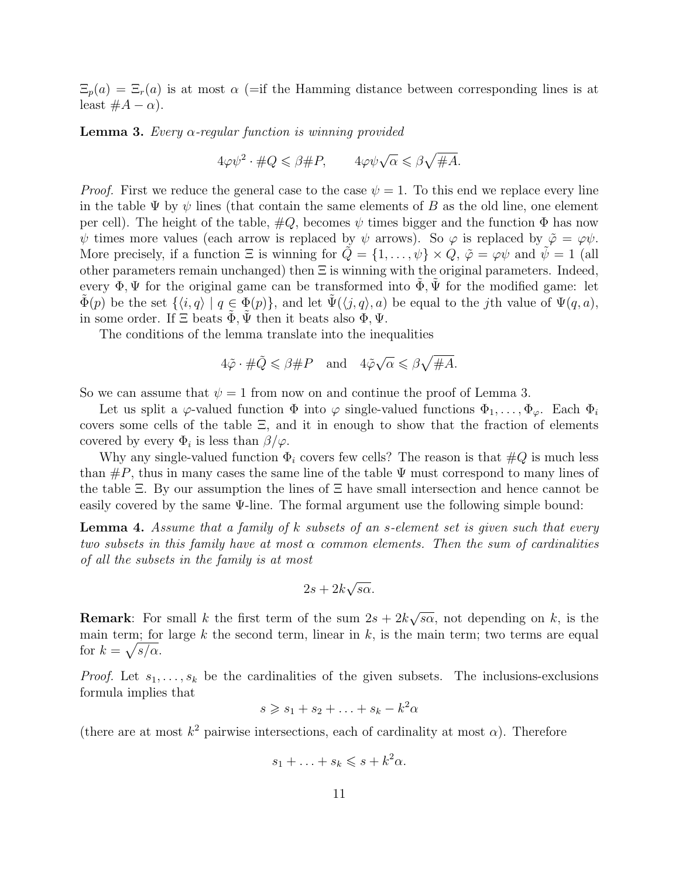$\Xi_p(a) = \Xi_r(a)$ is at most $\alpha$ (=if the Hamming distance between corresponding lines is at least $\#A - \alpha$).

**Lemma 3.** *Every $\alpha$-regular function is winning provided*

$$4\varphi\psi^2 \cdot \#Q \leqslant \beta \#P, \qquad 4\varphi\psi\sqrt{\alpha} \leqslant \beta\sqrt{\#A}.$$

*Proof.* First we reduce the general case to the case $\psi = 1$. To this end we replace every line in the table $\Psi$ by $\psi$ lines (that contain the same elements of $B$ as the old line, one element per cell). The height of the table, $\#Q$, becomes $\psi$ times bigger and the function $\Phi$ has now $\psi$ times more values (each arrow is replaced by $\psi$ arrows). So $\varphi$ is replaced by $\tilde{\varphi} = \varphi\psi$. More precisely, if a function $\Xi$ is winning for $\tilde{Q} = \{1, \ldots, \psi\} \times Q$, $\tilde{\varphi} = \varphi\psi$ and $\tilde{\psi} = 1$ (all other parameters remain unchanged) then $\Xi$ is winning with the original parameters. Indeed, every $\Phi, \Psi$ for the original game can be transformed into $\tilde{\Phi}, \tilde{\Psi}$ for the modified game: let $\tilde{\Phi}(p)$ be the set $\{\langle i, q\rangle \mid q \in \Phi(p)\}$, and let $\tilde{\Psi}(\langle j, q\rangle, a)$ be equal to the $j$th value of $\Psi(q, a)$, in some order. If $\Xi$ beats $\tilde{\Phi}, \tilde{\Psi}$ then it beats also $\Phi, \Psi$.

The conditions of the lemma translate into the inequalities

$$4\tilde{\varphi} \cdot \#\tilde{Q} \leqslant \beta \#P \quad \text{and} \quad 4\tilde{\varphi}\sqrt{\alpha} \leqslant \beta\sqrt{\#A}.$$

So we can assume that $\psi = 1$ from now on and continue the proof of Lemma 3.

Let us split a $\varphi$-valued function $\Phi$ into $\varphi$ single-valued functions $\Phi_1, \ldots, \Phi_\varphi$. Each $\Phi_i$ covers some cells of the table $\Xi$, and it in enough to show that the fraction of elements covered by every $\Phi_i$ is less than $\beta/\varphi$.

Why any single-valued function $\Phi_i$ covers few cells? The reason is that $\#Q$ is much less than $\#P$, thus in many cases the same line of the table $\Psi$ must correspond to many lines of the table $\Xi$. By our assumption the lines of $\Xi$ have small intersection and hence cannot be easily covered by the same $\Psi$-line. The formal argument use the following simple bound:

**Lemma 4.** *Assume that a family of $k$ subsets of an $s$-element set is given such that every two subsets in this family have at most $\alpha$ common elements. Then the sum of cardinalities of all the subsets in the family is at most*

$$2s + 2k\sqrt{s\alpha}.$$

**Remark**: For small $k$ the first term of the sum $2s + 2k\sqrt{s\alpha}$, not depending on $k$, is the main term; for large $k$ the second term, linear in $k$, is the main term; two terms are equal for $k = \sqrt{s/\alpha}$.

*Proof.* Let $s_1, \ldots, s_k$ be the cardinalities of the given subsets. The inclusions-exclusions formula implies that

$$s \geqslant s_1 + s_2 + \ldots + s_k - k^2\alpha$$

(there are at most $k^2$ pairwise intersections, each of cardinality at most $\alpha$). Therefore

$$s_1 + \ldots + s_k \leqslant s + k^2\alpha.$$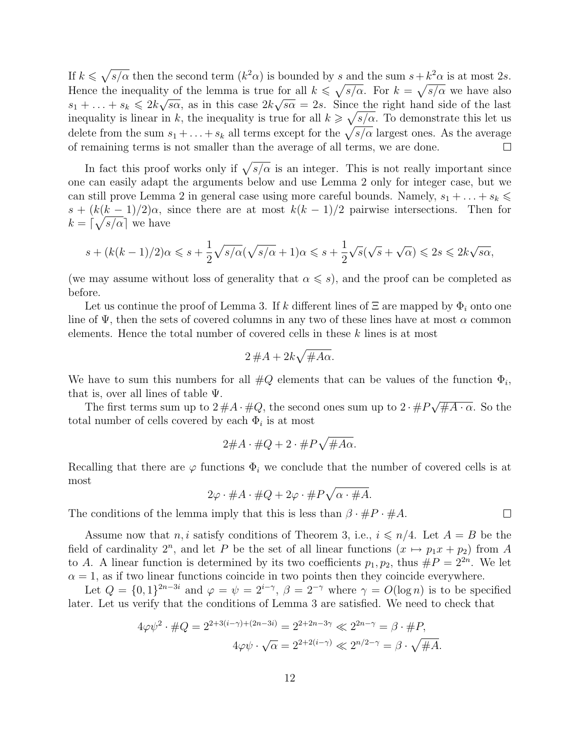If $k \leqslant \sqrt{s/\alpha}$ then the second term ($k^2\alpha$) is bounded by $s$ and the sum $s + k^2\alpha$ is at most $2s$. Hence the inequality of the lemma is true for all $k \leqslant \sqrt{s/\alpha}$. For $k = \sqrt{s/\alpha}$ we have also $s_1 + \ldots + s_k \leqslant 2k\sqrt{s\alpha}$, as in this case $2k\sqrt{s\alpha} = 2s$. Since the right hand side of the last inequality is linear in $k$, the inequality is true for all $k \geqslant \sqrt{s/\alpha}$. To demonstrate this let us delete from the sum $s_1 + \ldots + s_k$ all terms except for the $\sqrt{s/\alpha}$ largest ones. As the average of remaining terms is not smaller than the average of all terms, we are done. □

In fact this proof works only if $\sqrt{s/\alpha}$ is an integer. This is not really important since one can easily adapt the arguments below and use Lemma 2 only for integer case, but we can still prove Lemma 2 in general case using more careful bounds. Namely, $s_1 + \ldots + s_k \leqslant s + (k(k-1)/2)\alpha$, since there are at most $k(k-1)/2$ pairwise intersections. Then for $k = \lceil \sqrt{s/\alpha} \rceil$ we have

$$s + (k(k-1)/2)\alpha \leqslant s + \frac{1}{2}\sqrt{s/\alpha}(\sqrt{s/\alpha}+1)\alpha \leqslant s + \frac{1}{2}\sqrt{s}(\sqrt{s}+\sqrt{\alpha}) \leqslant 2s \leqslant 2k\sqrt{s\alpha},$$

(we may assume without loss of generality that $\alpha \leqslant s$), and the proof can be completed as before.

Let us continue the proof of Lemma 3. If $k$ different lines of $\Xi$ are mapped by $\Phi_i$ onto one line of $\Psi$, then the sets of covered columns in any two of these lines have at most $\alpha$ common elements. Hence the total number of covered cells in these $k$ lines is at most

$$2\,\#A + 2k\sqrt{\#A\alpha}.$$

We have to sum this numbers for all $\#Q$ elements that can be values of the function $\Phi_i$, that is, over all lines of table $\Psi$.

The first terms sum up to $2\,\#A \cdot \#Q$, the second ones sum up to $2 \cdot \#P\sqrt{\#A \cdot \alpha}$. So the total number of cells covered by each $\Phi_i$ is at most

$$2\#A \cdot \#Q + 2 \cdot \#P\sqrt{\#A\alpha}.$$

Recalling that there are $\varphi$ functions $\Phi_i$ we conclude that the number of covered cells is at most

$$2\varphi \cdot \#A \cdot \#Q + 2\varphi \cdot \#P\sqrt{\alpha \cdot \#A}.$$

The conditions of the lemma imply that this is less than $\beta \cdot \#P \cdot \#A$. □

Assume now that $n, i$ satisfy conditions of Theorem 3, i.e., $i \leqslant n/4$. Let $A = B$ be the field of cardinality $2^n$, and let $P$ be the set of all linear functions ($x \mapsto p_1x + p_2$) from $A$ to $A$. A linear function is determined by its two coefficients $p_1, p_2$, thus $\#P = 2^{2n}$. We let $\alpha = 1$, as if two linear functions coincide in two points then they coincide everywhere.

Let $Q = \{0,1\}^{2n-3i}$ and $\varphi = \psi = 2^{i-\gamma}$, $\beta = 2^{-\gamma}$ where $\gamma = O(\log n)$ is to be specified later. Let us verify that the conditions of Lemma 3 are satisfied. We need to check that

$$4\varphi\psi^2 \cdot \#Q = 2^{2+3(i-\gamma)+(2n-3i)} = 2^{2+2n-3\gamma} \ll 2^{2n-\gamma} = \beta \cdot \#P,$$

$$4\varphi\psi \cdot \sqrt{\alpha} = 2^{2+2(i-\gamma)} \ll 2^{n/2-\gamma} = \beta \cdot \sqrt{\#A}.$$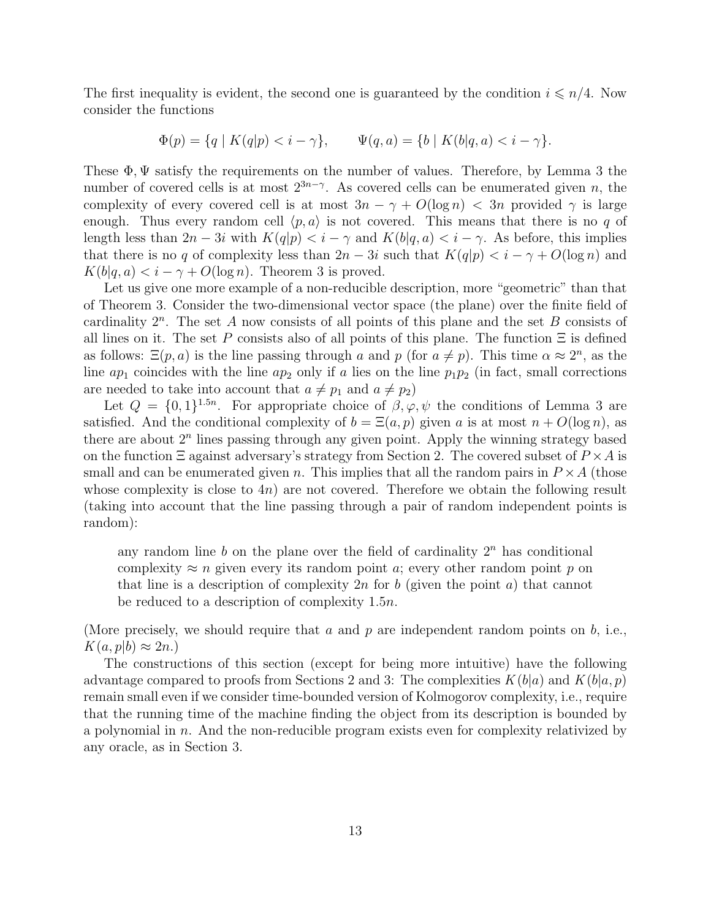The first inequality is evident, the second one is guaranteed by the condition $i \leqslant n/4$. Now consider the functions

$$\Phi(p) = \{q \mid K(q|p) < i - \gamma\}, \qquad \Psi(q, a) = \{b \mid K(b|q, a) < i - \gamma\}.$$

These $\Phi, \Psi$ satisfy the requirements on the number of values. Therefore, by Lemma 3 the number of covered cells is at most $2^{3n-\gamma}$. As covered cells can be enumerated given $n$, the complexity of every covered cell is at most $3n - \gamma + O(\log n) < 3n$ provided $\gamma$ is large enough. Thus every random cell $\langle p, a\rangle$ is not covered. This means that there is no $q$ of length less than $2n - 3i$ with $K(q|p) < i - \gamma$ and $K(b|q, a) < i - \gamma$. As before, this implies that there is no $q$ of complexity less than $2n - 3i$ such that $K(q|p) < i - \gamma + O(\log n)$ and $K(b|q, a) < i - \gamma + O(\log n)$. Theorem 3 is proved.

Let us give one more example of a non-reducible description, more "geometric" than that of Theorem 3. Consider the two-dimensional vector space (the plane) over the finite field of cardinality $2^n$. The set $A$ now consists of all points of this plane and the set $B$ consists of all lines on it. The set $P$ consists also of all points of this plane. The function $\Xi$ is defined as follows: $\Xi(p, a)$ is the line passing through $a$ and $p$ (for $a \neq p$). This time $\alpha \approx 2^n$, as the line $ap_1$ coincides with the line $ap_2$ only if $a$ lies on the line $p_1 p_2$ (in fact, small corrections are needed to take into account that $a \neq p_1$ and $a \neq p_2$)

Let $Q = \{0, 1\}^{1.5n}$. For appropriate choice of $\beta, \varphi, \psi$ the conditions of Lemma 3 are satisfied. And the conditional complexity of $b = \Xi(a, p)$ given $a$ is at most $n + O(\log n)$, as there are about $2^n$ lines passing through any given point. Apply the winning strategy based on the function $\Xi$ against adversary's strategy from Section 2. The covered subset of $P \times A$ is small and can be enumerated given $n$. This implies that all the random pairs in $P \times A$ (those whose complexity is close to $4n$) are not covered. Therefore we obtain the following result (taking into account that the line passing through a pair of random independent points is random):

> any random line $b$ on the plane over the field of cardinality $2^n$ has conditional complexity $\approx n$ given every its random point $a$; every other random point $p$ on that line is a description of complexity $2n$ for $b$ (given the point $a$) that cannot be reduced to a description of complexity $1.5n$.

(More precisely, we should require that $a$ and $p$ are independent random points on $b$, i.e., $K(a, p|b) \approx 2n$.)

The constructions of this section (except for being more intuitive) have the following advantage compared to proofs from Sections 2 and 3: The complexities $K(b|a)$ and $K(b|a, p)$ remain small even if we consider time-bounded version of Kolmogorov complexity, i.e., require that the running time of the machine finding the object from its description is bounded by a polynomial in $n$. And the non-reducible program exists even for complexity relativized by any oracle, as in Section 3.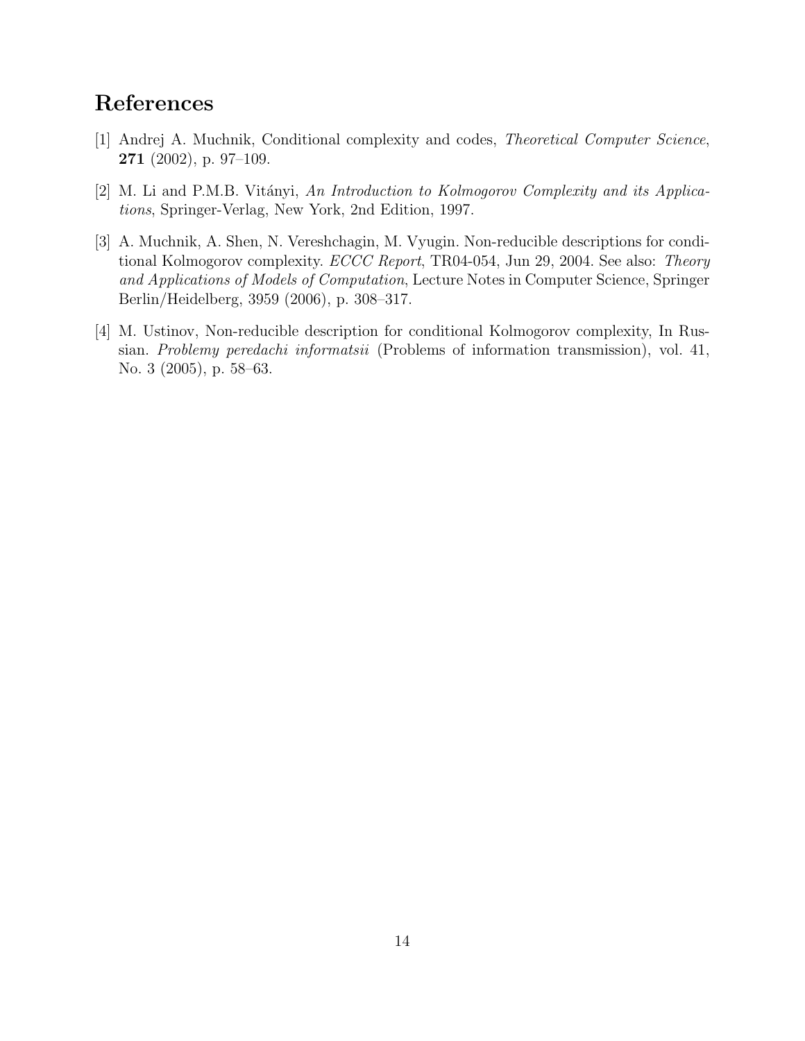## References

[1] Andrej A. Muchnik, Conditional complexity and codes, *Theoretical Computer Science*, **271** (2002), p. 97–109.

[2] M. Li and P.M.B. Vitányi, *An Introduction to Kolmogorov Complexity and its Applications*, Springer-Verlag, New York, 2nd Edition, 1997.

[3] A. Muchnik, A. Shen, N. Vereshchagin, M. Vyugin. Non-reducible descriptions for conditional Kolmogorov complexity. *ECCC Report*, TR04-054, Jun 29, 2004. See also: *Theory and Applications of Models of Computation*, Lecture Notes in Computer Science, Springer Berlin/Heidelberg, 3959 (2006), p. 308–317.

[4] M. Ustinov, Non-reducible description for conditional Kolmogorov complexity, In Russian. *Problemy peredachi informatsii* (Problems of information transmission), vol. 41, No. 3 (2005), p. 58–63.